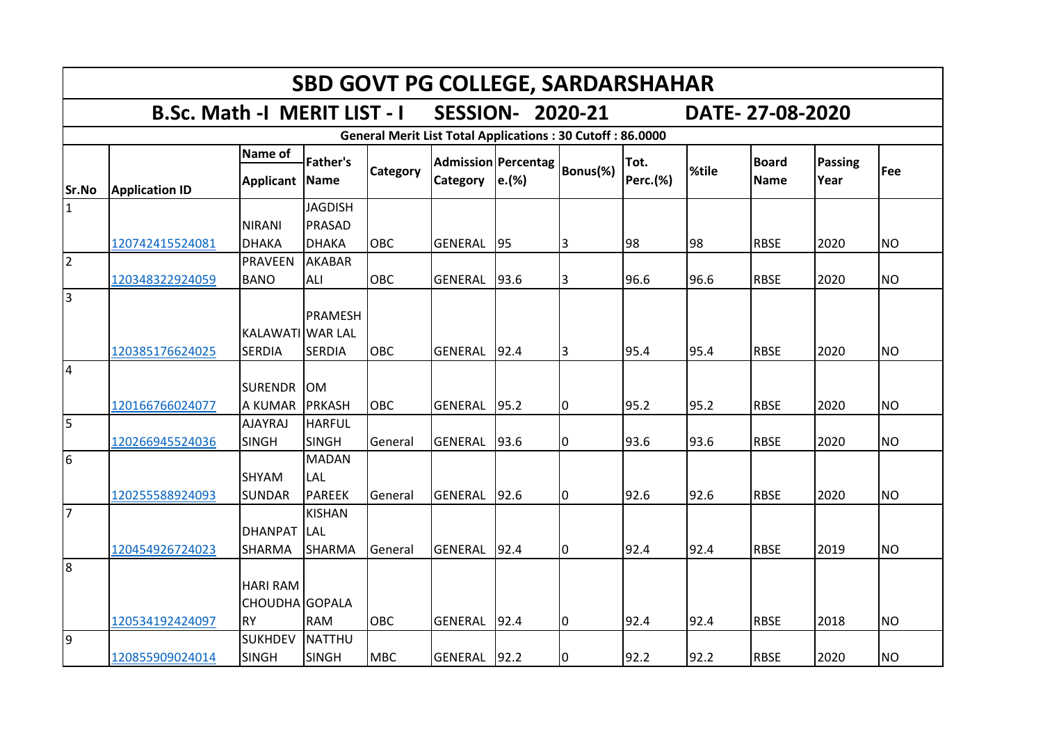# SBD GOVT PG COLLEGE, SARDARSHAHAR

## B.Sc. Math -I MERIT LIST - I SESSION- 2020-21 DATE- 27-08-2020

**General Merit List Total Applications : 30 Cutoff : 86.0000**

| Sr.No | Application ID | Name of Applicant | Father's Name | Category | Admission Category | Percentage.(%) | Bonus(%) | Tot. Perc.(%) | %tile | Board Name | Passing Year | Fee |
|---|---|---|---|---|---|---|---|---|---|---|---|---|
| 1 | 120742415524081 | NIRANI DHAKA | JAGDISH PRASAD DHAKA | OBC | GENERAL | 95 | 3 | 98 | 98 | RBSE | 2020 | NO |
| 2 | 120348322924059 | PRAVEEN BANO | AKABAR ALI | OBC | GENERAL | 93.6 | 3 | 96.6 | 96.6 | RBSE | 2020 | NO |
| 3 | 120385176624025 | KALAWATI SERDIA | PRAMESH WAR LAL SERDIA | OBC | GENERAL | 92.4 | 3 | 95.4 | 95.4 | RBSE | 2020 | NO |
| 4 | 120166766024077 | SURENDRA KUMAR | OM PRKASH | OBC | GENERAL | 95.2 | 0 | 95.2 | 95.2 | RBSE | 2020 | NO |
| 5 | 120266945524036 | AJAYRAJ SINGH | HARFUL SINGH | General | GENERAL | 93.6 | 0 | 93.6 | 93.6 | RBSE | 2020 | NO |
| 6 | 120255588924093 | SHYAM SUNDAR | MADAN LAL PAREEK | General | GENERAL | 92.6 | 0 | 92.6 | 92.6 | RBSE | 2020 | NO |
| 7 | 120454926724023 | DHANPAT SHARMA | KISHAN LAL SHARMA | General | GENERAL | 92.4 | 0 | 92.4 | 92.4 | RBSE | 2019 | NO |
| 8 | 120534192424097 | HARI RAM CHOUDHARY | GOPALA RAM | OBC | GENERAL | 92.4 | 0 | 92.4 | 92.4 | RBSE | 2018 | NO |
| 9 | 120855909024014 | SUKHDEV SINGH | NATTHU SINGH | MBC | GENERAL | 92.2 | 0 | 92.2 | 92.2 | RBSE | 2020 | NO |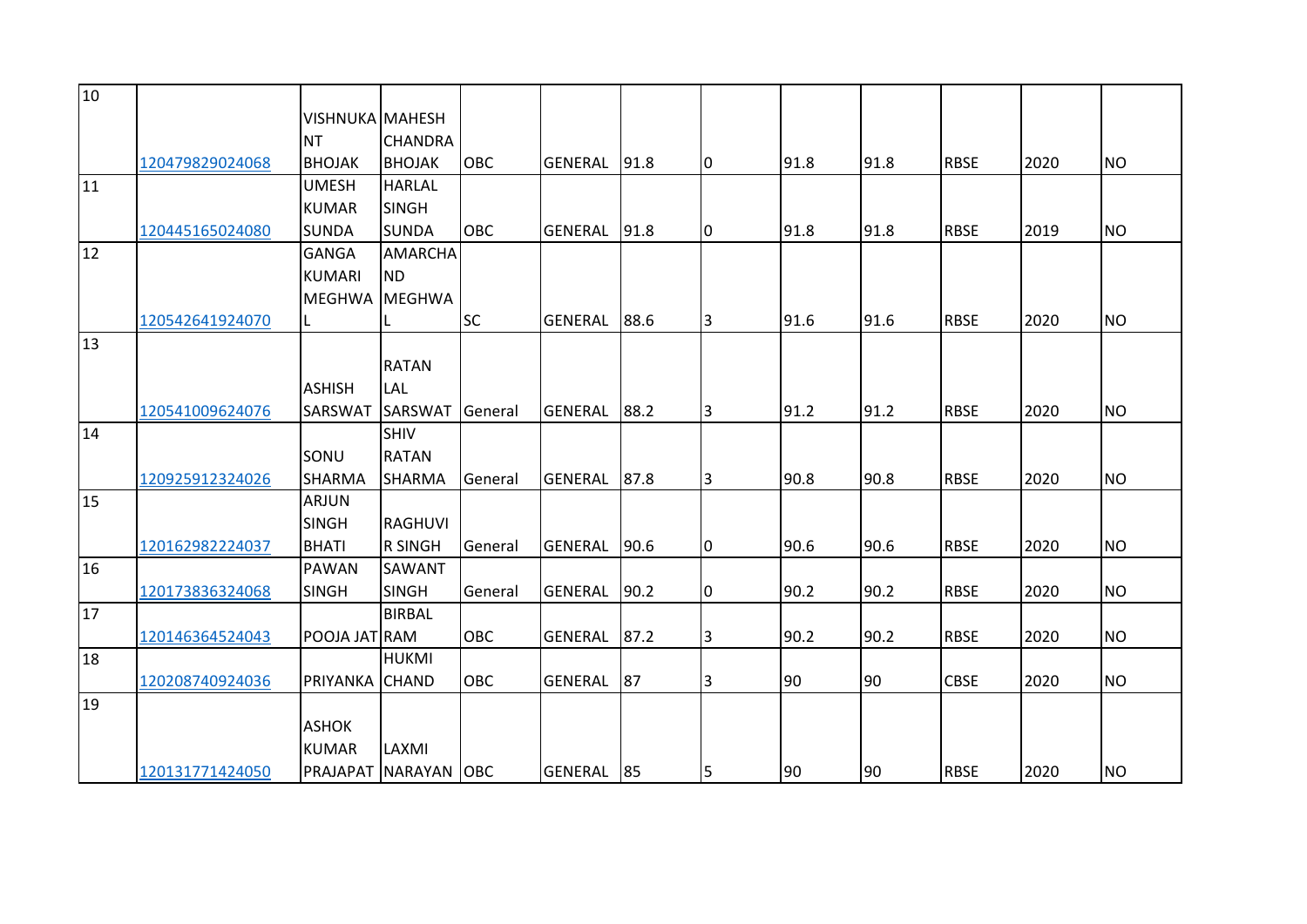| 10 | 120479829024068 | VISHNUKANT BHOJAK | MAHESH CHANDRA BHOJAK | OBC | GENERAL | 91.8 | 0 | 91.8 | 91.8 | RBSE | 2020 | NO |
|---|---|---|---|---|---|---|---|---|---|---|---|---|
| 11 | 120445165024080 | UMESH KUMAR SUNDA | HARLAL SINGH SUNDA | OBC | GENERAL | 91.8 | 0 | 91.8 | 91.8 | RBSE | 2019 | NO |
| 12 | 120542641924070 | GANGA KUMARI MEGHWAL | AMARCHAND MEGHWAL | SC | GENERAL | 88.6 | 3 | 91.6 | 91.6 | RBSE | 2020 | NO |
| 13 | 120541009624076 | ASHISH SARSWAT | RATAN LAL SARSWAT | General | GENERAL | 88.2 | 3 | 91.2 | 91.2 | RBSE | 2020 | NO |
| 14 | 120925912324026 | SONU SHARMA | SHIV RATAN SHARMA | General | GENERAL | 87.8 | 3 | 90.8 | 90.8 | RBSE | 2020 | NO |
| 15 | 120162982224037 | ARJUN SINGH BHATI | RAGHUVIR SINGH | General | GENERAL | 90.6 | 0 | 90.6 | 90.6 | RBSE | 2020 | NO |
| 16 | 120173836324068 | PAWAN SINGH | SAWANT SINGH | General | GENERAL | 90.2 | 0 | 90.2 | 90.2 | RBSE | 2020 | NO |
| 17 | 120146364524043 | POOJA JAT | BIRBAL RAM | OBC | GENERAL | 87.2 | 3 | 90.2 | 90.2 | RBSE | 2020 | NO |
| 18 | 120208740924036 | PRIYANKA | HUKMI CHAND | OBC | GENERAL | 87 | 3 | 90 | 90 | CBSE | 2020 | NO |
| 19 | 120131771424050 | ASHOK KUMAR PRAJAPAT | LAXMI NARAYAN | OBC | GENERAL | 85 | 5 | 90 | 90 | RBSE | 2020 | NO |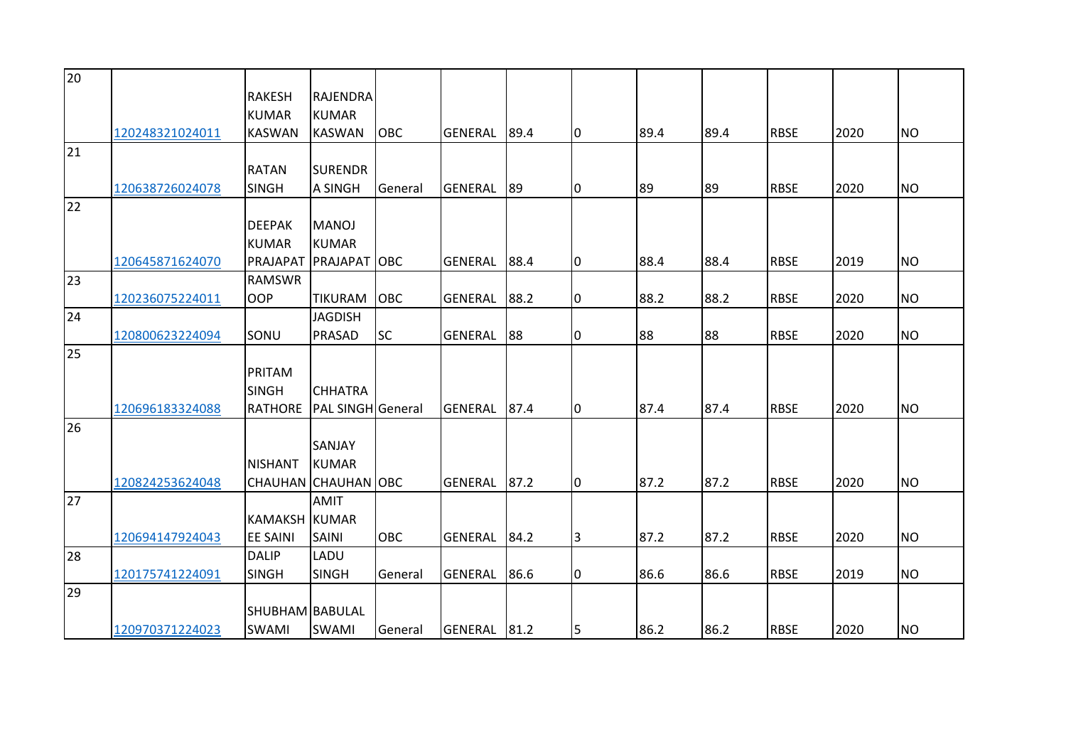| | | | | | | | | | | | | |
|---|---|---|---|---|---|---|---|---|---|---|---|---|
| 20 | 120248321024011 | RAKESH KUMAR KASWAN | RAJENDRA KUMAR KASWAN | OBC | GENERAL | 89.4 | 0 | 89.4 | 89.4 | RBSE | 2020 | NO |
| 21 | 120638726024078 | RATAN SINGH | SURENDRA SINGH | General | GENERAL | 89 | 0 | 89 | 89 | RBSE | 2020 | NO |
| 22 | 120645871624070 | DEEPAK KUMAR PRAJAPAT | MANOJ KUMAR PRAJAPAT | OBC | GENERAL | 88.4 | 0 | 88.4 | 88.4 | RBSE | 2019 | NO |
| 23 | 120236075224011 | RAMSWROOP | TIKURAM | OBC | GENERAL | 88.2 | 0 | 88.2 | 88.2 | RBSE | 2020 | NO |
| 24 | 120800623224094 | SONU | JAGDISH PRASAD | SC | GENERAL | 88 | 0 | 88 | 88 | RBSE | 2020 | NO |
| 25 | 120696183324088 | PRITAM SINGH RATHORE | CHHATRA PAL SINGH | General | GENERAL | 87.4 | 0 | 87.4 | 87.4 | RBSE | 2020 | NO |
| 26 | 120824253624048 | NISHANT CHAUHAN | SANJAY KUMAR CHAUHAN | OBC | GENERAL | 87.2 | 0 | 87.2 | 87.2 | RBSE | 2020 | NO |
| 27 | 120694147924043 | KAMAKSHEE SAINI | AMIT KUMAR SAINI | OBC | GENERAL | 84.2 | 3 | 87.2 | 87.2 | RBSE | 2020 | NO |
| 28 | 120175741224091 | DALIP SINGH | LADU SINGH | General | GENERAL | 86.6 | 0 | 86.6 | 86.6 | RBSE | 2019 | NO |
| 29 | 120970371224023 | SHUBHAM SWAMI | BABULAL SWAMI | General | GENERAL | 81.2 | 5 | 86.2 | 86.2 | RBSE | 2020 | NO |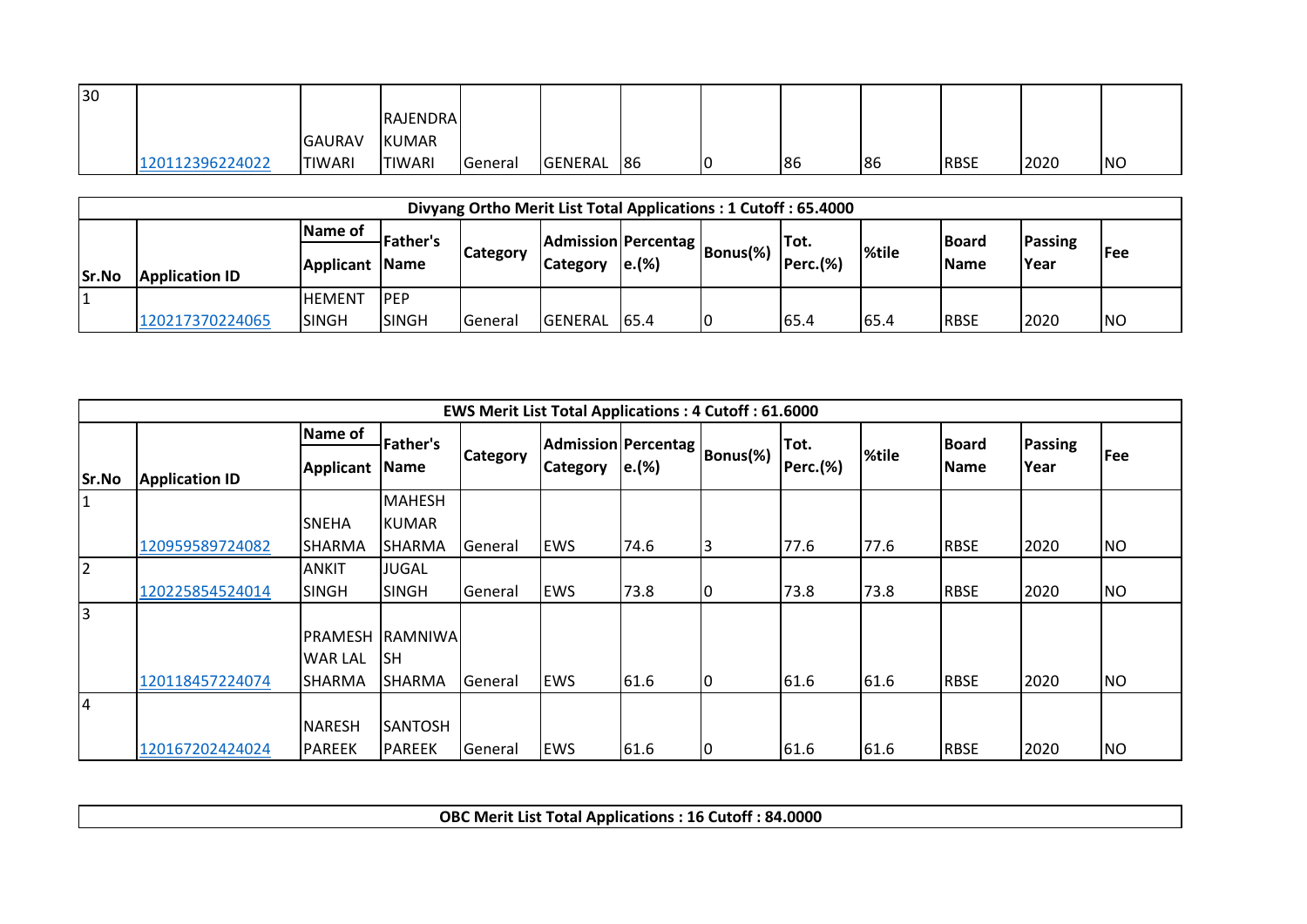| 30 | 120112396224022 | GAURAV TIWARI | RAJENDRA KUMAR TIWARI | General | GENERAL | 86 | 0 | 86 | 86 | RBSE | 2020 | NO |
|---|---|---|---|---|---|---|---|---|---|---|---|---|

**Divyang Ortho Merit List Total Applications : 1 Cutoff : 65.4000**

| Sr.No | Application ID | Name of Applicant | Father's Name | Category | Admission Category | Percentage.(%) | Bonus(%) | Tot. Perc.(%) | %tile | Board Name | Passing Year | Fee |
|---|---|---|---|---|---|---|---|---|---|---|---|---|
| 1 | 120217370224065 | HEMENT SINGH | PEP SINGH | General | GENERAL | 65.4 | 0 | 65.4 | 65.4 | RBSE | 2020 | NO |

**EWS Merit List Total Applications : 4 Cutoff : 61.6000**

| Sr.No | Application ID | Name of Applicant | Father's Name | Category | Admission Category | Percentage.(%) | Bonus(%) | Tot. Perc.(%) | %tile | Board Name | Passing Year | Fee |
|---|---|---|---|---|---|---|---|---|---|---|---|---|
| 1 | 120959589724082 | SNEHA SHARMA | MAHESH KUMAR SHARMA | General | EWS | 74.6 | 3 | 77.6 | 77.6 | RBSE | 2020 | NO |
| 2 | 120225854524014 | ANKIT SINGH | JUGAL SINGH | General | EWS | 73.8 | 0 | 73.8 | 73.8 | RBSE | 2020 | NO |
| 3 | 120118457224074 | PRAMESHWAR LAL SHARMA | RAMNIWASH SHARMA | General | EWS | 61.6 | 0 | 61.6 | 61.6 | RBSE | 2020 | NO |
| 4 | 120167202424024 | NARESH PAREEK | SANTOSH PAREEK | General | EWS | 61.6 | 0 | 61.6 | 61.6 | RBSE | 2020 | NO |

**OBC Merit List Total Applications : 16 Cutoff : 84.0000**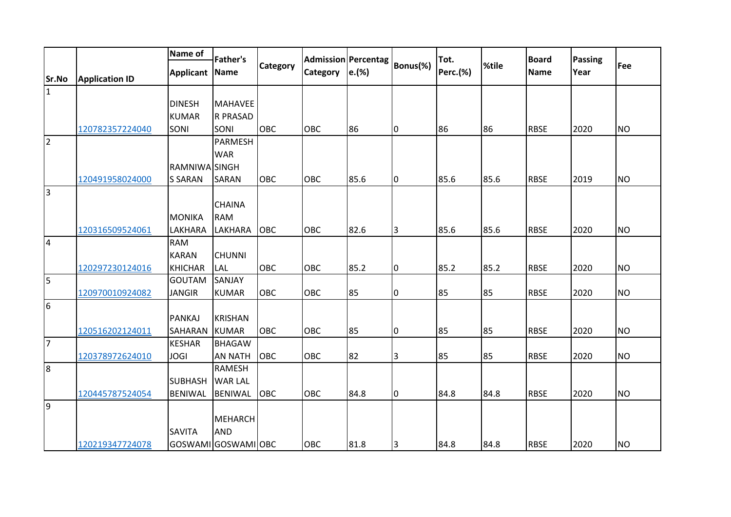| Sr.No | Application ID | Name of Applicant | Father's Name | Category | Admission Category | Percentage.(%) | Bonus(%) | Tot. Perc.(%) | %tile | Board Name | Passing Year | Fee |
|---|---|---|---|---|---|---|---|---|---|---|---|---|
| 1 | 120782357224040 | DINESH KUMAR SONI | MAHAVEER PRASAD SONI | OBC | OBC | 86 | 0 | 86 | 86 | RBSE | 2020 | NO |
| 2 | 120491958024000 | RAMNIWAS SARAN | PARMESHWAR SINGH SARAN | OBC | OBC | 85.6 | 0 | 85.6 | 85.6 | RBSE | 2019 | NO |
| 3 | 120316509524061 | MONIKA LAKHARA | CHAINA RAM LAKHARA | OBC | OBC | 82.6 | 3 | 85.6 | 85.6 | RBSE | 2020 | NO |
| 4 | 120297230124016 | RAM KARAN KHICHAR | CHUNNI LAL | OBC | OBC | 85.2 | 0 | 85.2 | 85.2 | RBSE | 2020 | NO |
| 5 | 120970010924082 | GOUTAM JANGIR | SANJAY KUMAR | OBC | OBC | 85 | 0 | 85 | 85 | RBSE | 2020 | NO |
| 6 | 120516202124011 | PANKAJ SAHARAN | KRISHAN KUMAR | OBC | OBC | 85 | 0 | 85 | 85 | RBSE | 2020 | NO |
| 7 | 120378972624010 | KESHAR JOGI | BHAGAWAN NATH | OBC | OBC | 82 | 3 | 85 | 85 | RBSE | 2020 | NO |
| 8 | 120445787524054 | SUBHASH BENIWAL | RAMESHWAR LAL BENIWAL | OBC | OBC | 84.8 | 0 | 84.8 | 84.8 | RBSE | 2020 | NO |
| 9 | 120219347724078 | SAVITA GOSWAMI | MEHARCHAND GOSWAMI | OBC | OBC | 81.8 | 3 | 84.8 | 84.8 | RBSE | 2020 | NO |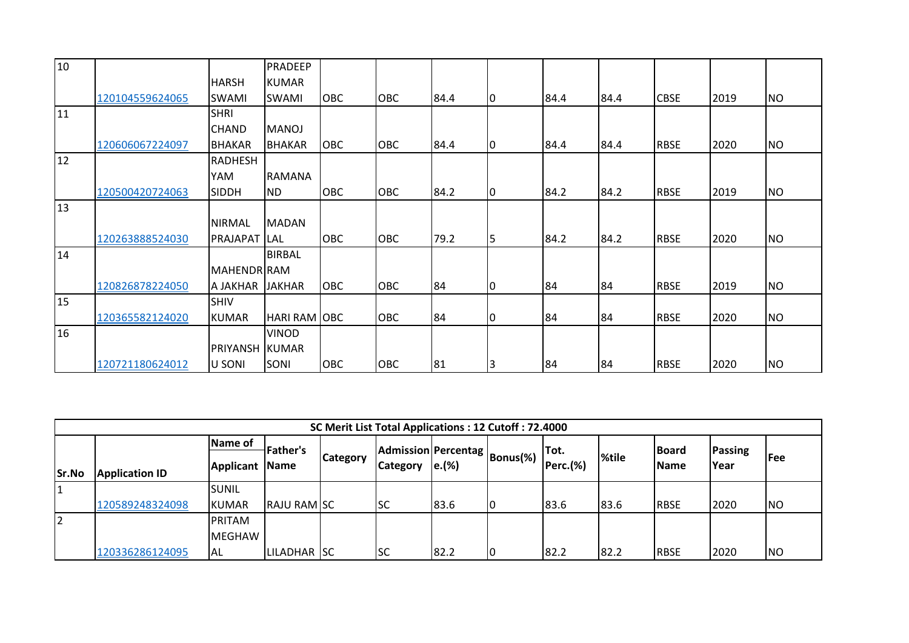| 10 | 120104559624065 | HARSH SWAMI | PRADEEP KUMAR SWAMI | OBC | OBC | 84.4 | 0 | 84.4 | 84.4 | CBSE | 2019 | NO |
|---|---|---|---|---|---|---|---|---|---|---|---|---|
| 11 | 120606067224097 | SHRI CHAND BHAKAR | MANOJ BHAKAR | OBC | OBC | 84.4 | 0 | 84.4 | 84.4 | RBSE | 2020 | NO |
| 12 | 120500420724063 | RADHESH YAM SIDDH | RAMANA ND | OBC | OBC | 84.2 | 0 | 84.2 | 84.2 | RBSE | 2019 | NO |
| 13 | 120263888524030 | NIRMAL PRAJAPAT | MADAN LAL | OBC | OBC | 79.2 | 5 | 84.2 | 84.2 | RBSE | 2020 | NO |
| 14 | 120826878224050 | MAHENDR A JAKHAR | BIRBAL RAM JAKHAR | OBC | OBC | 84 | 0 | 84 | 84 | RBSE | 2019 | NO |
| 15 | 120365582124020 | SHIV KUMAR | HARI RAM | OBC | OBC | 84 | 0 | 84 | 84 | RBSE | 2020 | NO |
| 16 | 120721180624012 | PRIYANSH U SONI | VINOD KUMAR SONI | OBC | OBC | 81 | 3 | 84 | 84 | RBSE | 2020 | NO |

| SC Merit List Total Applications : 12 Cutoff : 72.4000 | | | | | | | | | | | | |
|---|---|---|---|---|---|---|---|---|---|---|---|---|
| Sr.No | Application ID | Name of Applicant | Father's Name | Category | Admission Category | Percentag e.(%) | Bonus(%) | Tot. Perc.(%) | %tile | Board Name | Passing Year | Fee |
| 1 | 120589248324098 | SUNIL KUMAR | RAJU RAM | SC | SC | 83.6 | 0 | 83.6 | 83.6 | RBSE | 2020 | NO |
| 2 | 120336286124095 | PRITAM MEGHAW AL | LILADHAR | SC | SC | 82.2 | 0 | 82.2 | 82.2 | RBSE | 2020 | NO |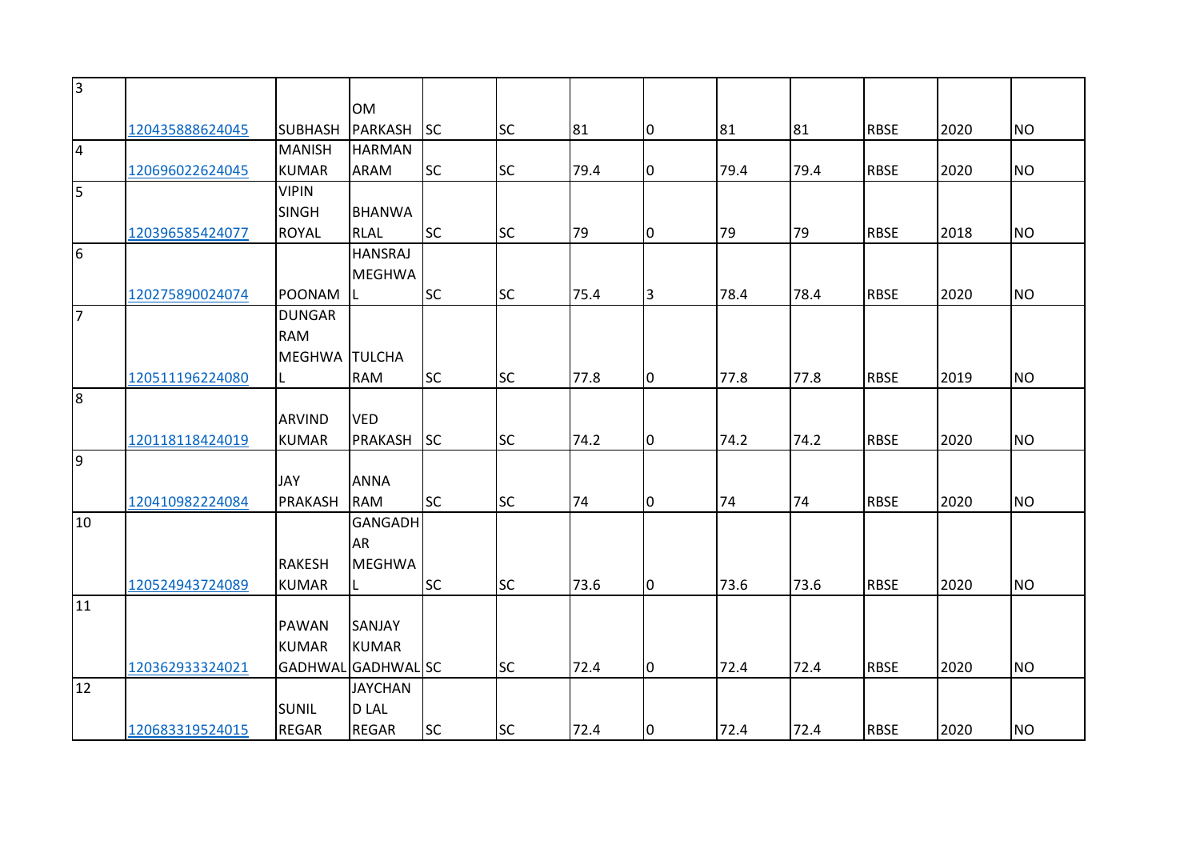| | | | | | | | | | | | | |
|---|---|---|---|---|---|---|---|---|---|---|---|---|
| 3 | 120435888624045 | SUBHASH | OM PARKASH | SC | SC | 81 | 0 | 81 | 81 | RBSE | 2020 | NO |
| 4 | 120696022624045 | MANISH KUMAR | HARMAN ARAM | SC | SC | 79.4 | 0 | 79.4 | 79.4 | RBSE | 2020 | NO |
| 5 | 120396585424077 | VIPIN SINGH ROYAL | BHANWA RLAL | SC | SC | 79 | 0 | 79 | 79 | RBSE | 2018 | NO |
| 6 | 120275890024074 | POONAM | HANSRAJ MEGHWA L | SC | SC | 75.4 | 3 | 78.4 | 78.4 | RBSE | 2020 | NO |
| 7 | 120511196224080 | DUNGAR RAM MEGHWA L | TULCHA RAM | SC | SC | 77.8 | 0 | 77.8 | 77.8 | RBSE | 2019 | NO |
| 8 | 120118118424019 | ARVIND KUMAR | VED PRAKASH | SC | SC | 74.2 | 0 | 74.2 | 74.2 | RBSE | 2020 | NO |
| 9 | 120410982224084 | JAY PRAKASH | ANNA RAM | SC | SC | 74 | 0 | 74 | 74 | RBSE | 2020 | NO |
| 10 | 120524943724089 | RAKESH KUMAR | GANGADH AR MEGHWA L | SC | SC | 73.6 | 0 | 73.6 | 73.6 | RBSE | 2020 | NO |
| 11 | 120362933324021 | PAWAN KUMAR GADHWAL | SANJAY KUMAR GADHWAL | SC | SC | 72.4 | 0 | 72.4 | 72.4 | RBSE | 2020 | NO |
| 12 | 120683319524015 | SUNIL REGAR | JAYCHAN D LAL REGAR | SC | SC | 72.4 | 0 | 72.4 | 72.4 | RBSE | 2020 | NO |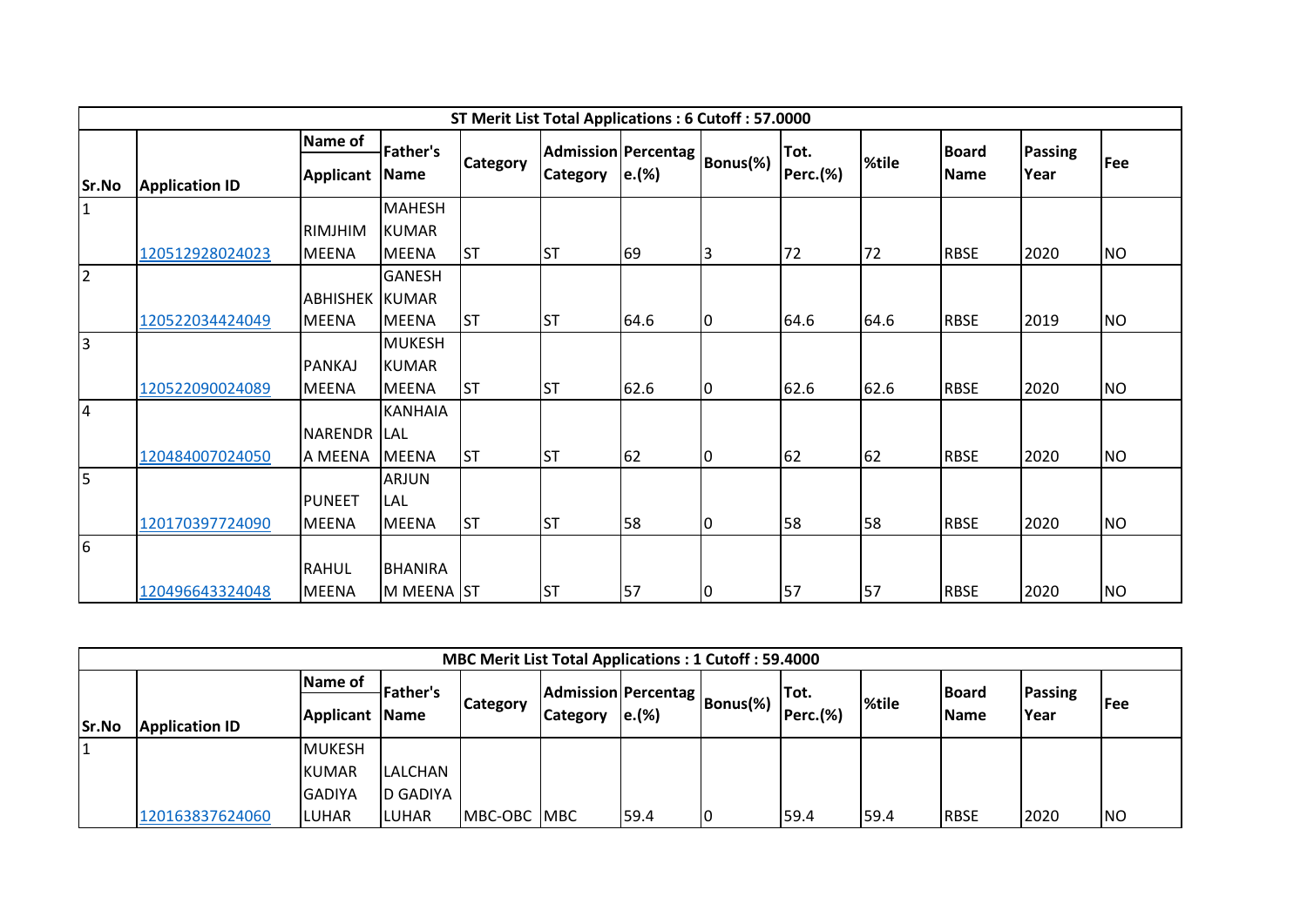| ST Merit List Total Applications : 6 Cutoff : 57.0000 | | | | | | | | | | | | |
|---|---|---|---|---|---|---|---|---|---|---|---|---|
| Sr.No | Application ID | Name of Applicant | Father's Name | Category | Admission Category | Percentage.(%) | Bonus(%) | Tot. Perc.(%) | %tile | Board Name | Passing Year | Fee |
| 1 | 120512928024023 | RIMJHIM MEENA | MAHESH KUMAR MEENA | ST | ST | 69 | 3 | 72 | 72 | RBSE | 2020 | NO |
| 2 | 120522034424049 | ABHISHEK MEENA | GANESH KUMAR MEENA | ST | ST | 64.6 | 0 | 64.6 | 64.6 | RBSE | 2019 | NO |
| 3 | 120522090024089 | PANKAJ MEENA | MUKESH KUMAR MEENA | ST | ST | 62.6 | 0 | 62.6 | 62.6 | RBSE | 2020 | NO |
| 4 | 120484007024050 | NARENDRA MEENA | KANHAIA LAL MEENA | ST | ST | 62 | 0 | 62 | 62 | RBSE | 2020 | NO |
| 5 | 120170397724090 | PUNEET MEENA | ARJUN LAL MEENA | ST | ST | 58 | 0 | 58 | 58 | RBSE | 2020 | NO |
| 6 | 120496643324048 | RAHUL MEENA | BHANIRAM MEENA | ST | ST | 57 | 0 | 57 | 57 | RBSE | 2020 | NO |

| MBC Merit List Total Applications : 1 Cutoff : 59.4000 | | | | | | | | | | | | |
|---|---|---|---|---|---|---|---|---|---|---|---|---|
| Sr.No | Application ID | Name of Applicant | Father's Name | Category | Admission Category | Percentage.(%) | Bonus(%) | Tot. Perc.(%) | %tile | Board Name | Passing Year | Fee |
| 1 | 120163837624060 | MUKESH KUMAR GADIYA LUHAR | LALCHAND GADIYA LUHAR | MBC-OBC | MBC | 59.4 | 0 | 59.4 | 59.4 | RBSE | 2020 | NO |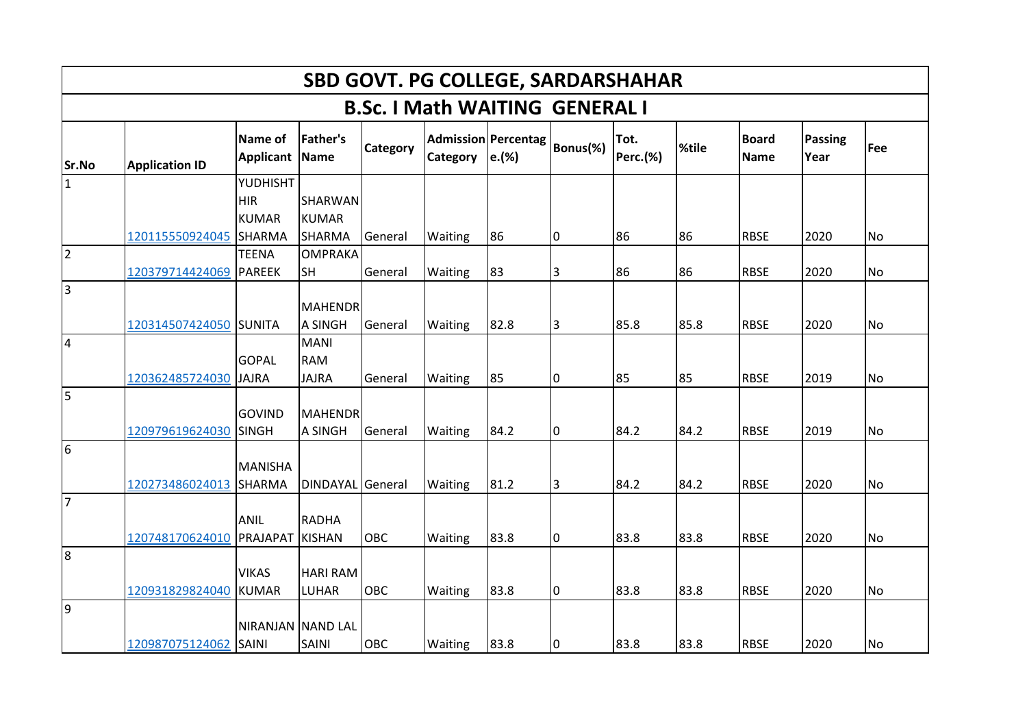# SBD GOVT. PG COLLEGE, SARDARSHAHAR

## B.Sc. I Math WAITING GENERAL I

| Sr.No | Application ID | Name of Applicant | Father's Name | Category | Admission Category | Percentage.(%) | Bonus(%) | Tot. Perc.(%) | %tile | Board Name | Passing Year | Fee |
|---|---|---|---|---|---|---|---|---|---|---|---|---|
| 1 | 120115550924045 | YUDHISHTHIR KUMAR SHARMA | SHARWAN KUMAR SHARMA | General | Waiting | 86 | 0 | 86 | 86 | RBSE | 2020 | No |
| 2 | 120379714424069 | TEENA PAREEK | OMPRAKASH | General | Waiting | 83 | 3 | 86 | 86 | RBSE | 2020 | No |
| 3 | 120314507424050 | SUNITA | MAHENDRA SINGH | General | Waiting | 82.8 | 3 | 85.8 | 85.8 | RBSE | 2020 | No |
| 4 | 120362485724030 | GOPAL JAJRA | MANI RAM JAJRA | General | Waiting | 85 | 0 | 85 | 85 | RBSE | 2019 | No |
| 5 | 120979619624030 | GOVIND SINGH | MAHENDRA SINGH | General | Waiting | 84.2 | 0 | 84.2 | 84.2 | RBSE | 2019 | No |
| 6 | 120273486024013 | MANISHA SHARMA | DINDAYAL | General | Waiting | 81.2 | 3 | 84.2 | 84.2 | RBSE | 2020 | No |
| 7 | 120748170624010 | ANIL PRAJAPAT | RADHA KISHAN | OBC | Waiting | 83.8 | 0 | 83.8 | 83.8 | RBSE | 2020 | No |
| 8 | 120931829824040 | VIKAS KUMAR | HARI RAM LUHAR | OBC | Waiting | 83.8 | 0 | 83.8 | 83.8 | RBSE | 2020 | No |
| 9 | 120987075124062 | NIRANJAN SAINI | NAND LAL SAINI | OBC | Waiting | 83.8 | 0 | 83.8 | 83.8 | RBSE | 2020 | No |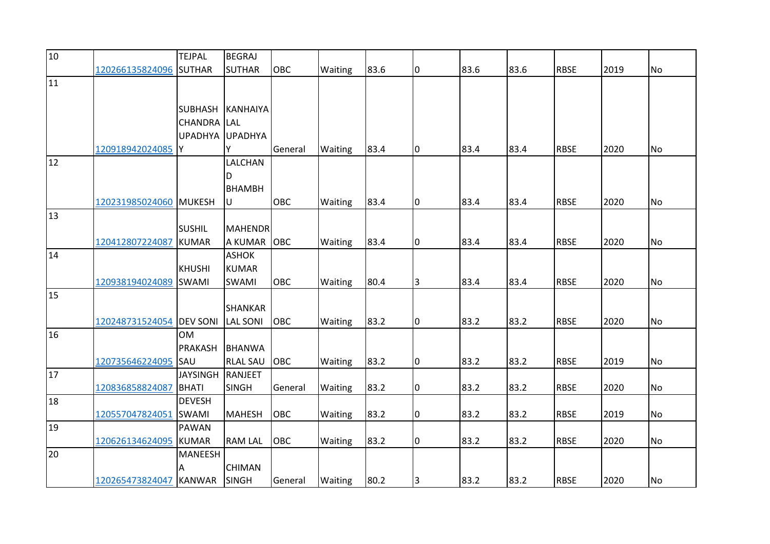| 10 | 120266135824096 | TEJPAL SUTHAR | BEGRAJ SUTHAR | OBC | Waiting | 83.6 | 0 | 83.6 | 83.6 | RBSE | 2019 | No |
|---|---|---|---|---|---|---|---|---|---|---|---|---|
| 11 | 120918942024085 | SUBHASH CHANDRA UPADHYAY | KANHAIYA LAL UPADHYAY | General | Waiting | 83.4 | 0 | 83.4 | 83.4 | RBSE | 2020 | No |
| 12 | 120231985024060 | MUKESH | LALCHAND BHAMBHU | OBC | Waiting | 83.4 | 0 | 83.4 | 83.4 | RBSE | 2020 | No |
| 13 | 120412807224087 | SUSHIL KUMAR | MAHENDRA KUMAR | OBC | Waiting | 83.4 | 0 | 83.4 | 83.4 | RBSE | 2020 | No |
| 14 | 120938194024089 | KHUSHI SWAMI | ASHOK KUMAR SWAMI | OBC | Waiting | 80.4 | 3 | 83.4 | 83.4 | RBSE | 2020 | No |
| 15 | 120248731524054 | DEV SONI | SHANKAR LAL SONI | OBC | Waiting | 83.2 | 0 | 83.2 | 83.2 | RBSE | 2020 | No |
| 16 | 120735646224095 | OM PRAKASH SAU | BHANWARLAL SAU | OBC | Waiting | 83.2 | 0 | 83.2 | 83.2 | RBSE | 2019 | No |
| 17 | 120836858824087 | JAYSINGH BHATI | RANJEET SINGH | General | Waiting | 83.2 | 0 | 83.2 | 83.2 | RBSE | 2020 | No |
| 18 | 120557047824051 | DEVESH SWAMI | MAHESH | OBC | Waiting | 83.2 | 0 | 83.2 | 83.2 | RBSE | 2019 | No |
| 19 | 120626134624095 | PAWAN KUMAR | RAM LAL | OBC | Waiting | 83.2 | 0 | 83.2 | 83.2 | RBSE | 2020 | No |
| 20 | 120265473824047 | MANEESHA KANWAR | CHIMAN SINGH | General | Waiting | 80.2 | 3 | 83.2 | 83.2 | RBSE | 2020 | No |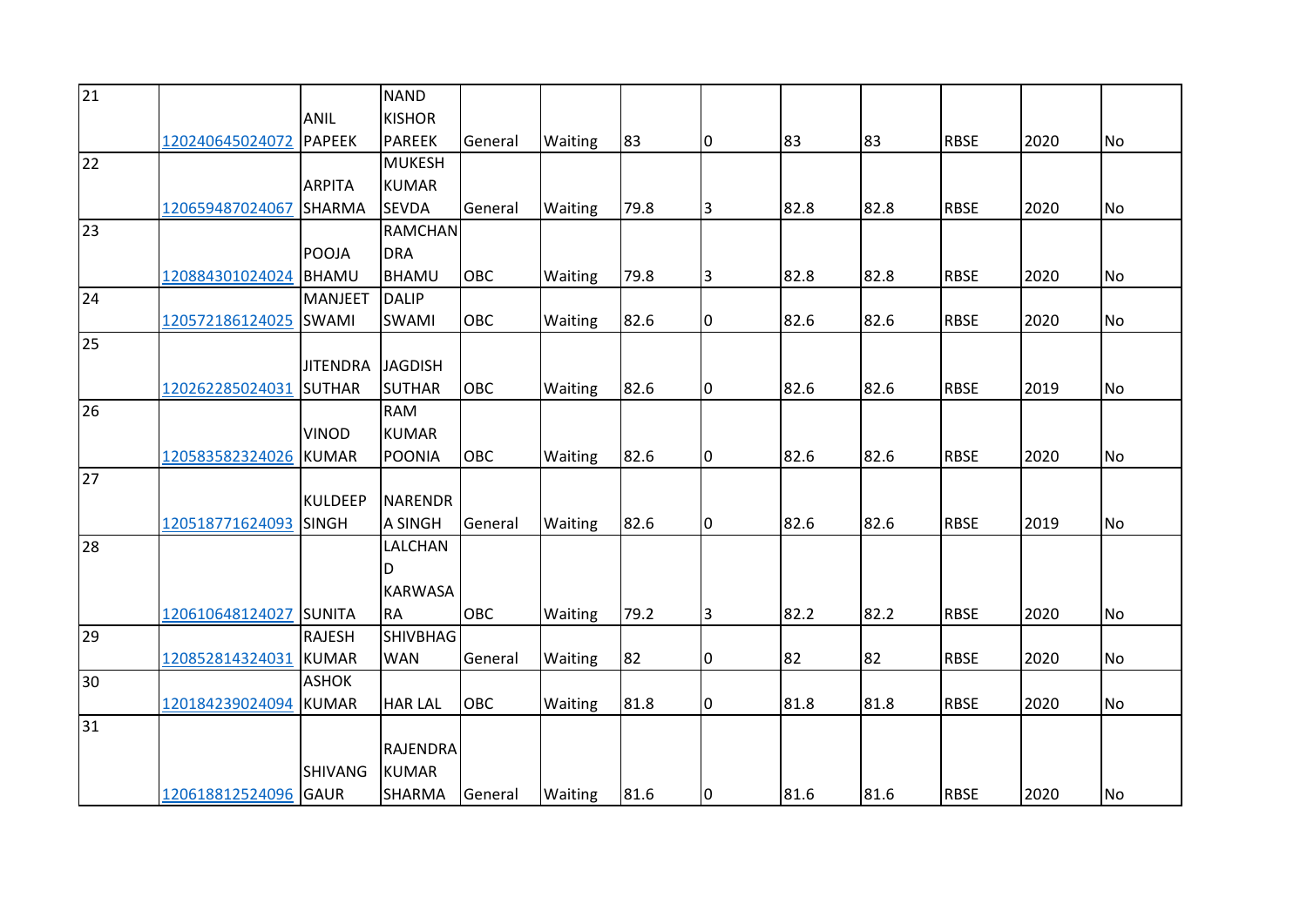| | | | | | | | | | | | | |
|---|---|---|---|---|---|---|---|---|---|---|---|---|
| 21 | 120240645024072 | ANIL PAPEEK | NAND KISHOR PAREEK | General | Waiting | 83 | 0 | 83 | 83 | RBSE | 2020 | No |
| 22 | 120659487024067 | ARPITA SHARMA | MUKESH KUMAR SEVDA | General | Waiting | 79.8 | 3 | 82.8 | 82.8 | RBSE | 2020 | No |
| 23 | 120884301024024 | POOJA BHAMU | RAMCHANDRA BHAMU | OBC | Waiting | 79.8 | 3 | 82.8 | 82.8 | RBSE | 2020 | No |
| 24 | 120572186124025 | MANJEET SWAMI | DALIP SWAMI | OBC | Waiting | 82.6 | 0 | 82.6 | 82.6 | RBSE | 2020 | No |
| 25 | 120262285024031 | JITENDRA SUTHAR | JAGDISH SUTHAR | OBC | Waiting | 82.6 | 0 | 82.6 | 82.6 | RBSE | 2019 | No |
| 26 | 120583582324026 | VINOD KUMAR | RAM KUMAR POONIA | OBC | Waiting | 82.6 | 0 | 82.6 | 82.6 | RBSE | 2020 | No |
| 27 | 120518771624093 | KULDEEP SINGH | NARENDRA SINGH | General | Waiting | 82.6 | 0 | 82.6 | 82.6 | RBSE | 2019 | No |
| 28 | 120610648124027 | SUNITA | LALCHAND KARWASARA | OBC | Waiting | 79.2 | 3 | 82.2 | 82.2 | RBSE | 2020 | No |
| 29 | 120852814324031 | RAJESH KUMAR | SHIVBHAGWAN | General | Waiting | 82 | 0 | 82 | 82 | RBSE | 2020 | No |
| 30 | 120184239024094 | ASHOK KUMAR | HAR LAL | OBC | Waiting | 81.8 | 0 | 81.8 | 81.8 | RBSE | 2020 | No |
| 31 | 120618812524096 | SHIVANG GAUR | RAJENDRA KUMAR SHARMA | General | Waiting | 81.6 | 0 | 81.6 | 81.6 | RBSE | 2020 | No |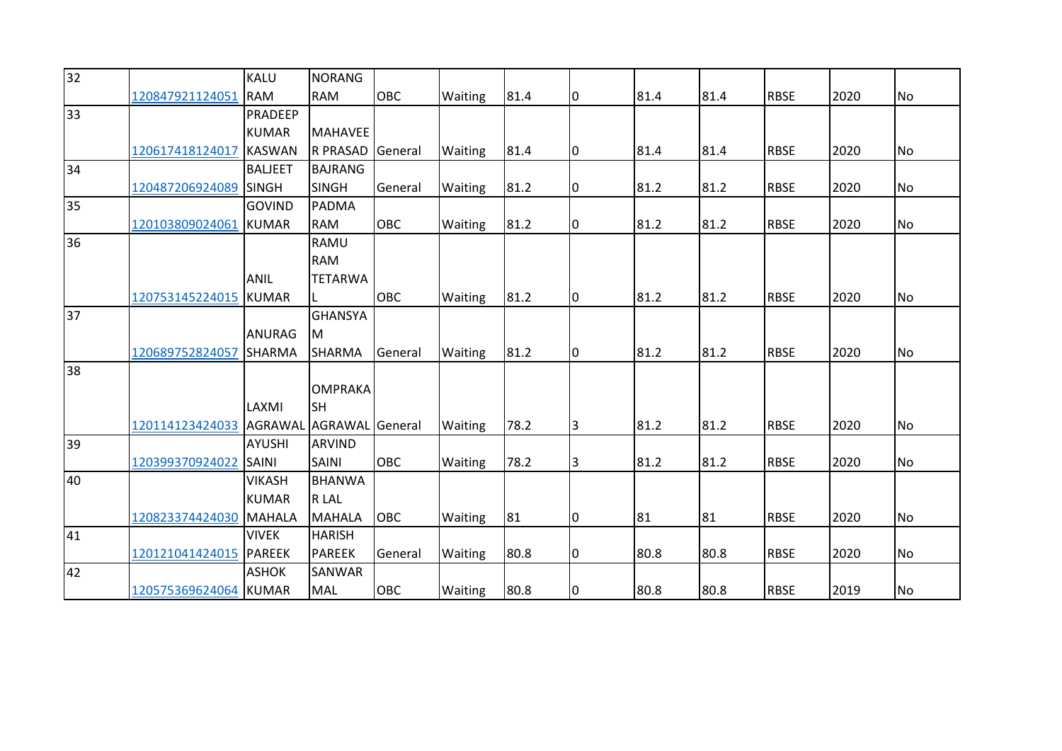| 32 | 120847921124051 | KALU RAM | NORANG RAM | OBC | Waiting | 81.4 | 0 | 81.4 | 81.4 | RBSE | 2020 | No |
|---|---|---|---|---|---|---|---|---|---|---|---|---|
| 33 | 120617418124017 | PRADEEP KUMAR KASWAN | MAHAVEER PRASAD | General | Waiting | 81.4 | 0 | 81.4 | 81.4 | RBSE | 2020 | No |
| 34 | 120487206924089 | BALJEET SINGH | BAJRANG SINGH | General | Waiting | 81.2 | 0 | 81.2 | 81.2 | RBSE | 2020 | No |
| 35 | 120103809024061 | GOVIND KUMAR | PADMA RAM | OBC | Waiting | 81.2 | 0 | 81.2 | 81.2 | RBSE | 2020 | No |
| 36 | 120753145224015 | ANIL KUMAR | RAMU RAM TETARWAL | OBC | Waiting | 81.2 | 0 | 81.2 | 81.2 | RBSE | 2020 | No |
| 37 | 120689752824057 | ANURAG SHARMA | GHANSYAM SHARMA | General | Waiting | 81.2 | 0 | 81.2 | 81.2 | RBSE | 2020 | No |
| 38 | 120114123424033 | LAXMI AGRAWAL | OMPRAKASH AGRAWAL | General | Waiting | 78.2 | 3 | 81.2 | 81.2 | RBSE | 2020 | No |
| 39 | 120399370924022 | AYUSHI SAINI | ARVIND SAINI | OBC | Waiting | 78.2 | 3 | 81.2 | 81.2 | RBSE | 2020 | No |
| 40 | 120823374424030 | VIKASH KUMAR MAHALA | BHANWAR LAL MAHALA | OBC | Waiting | 81 | 0 | 81 | 81 | RBSE | 2020 | No |
| 41 | 120121041424015 | VIVEK PAREEK | HARISH PAREEK | General | Waiting | 80.8 | 0 | 80.8 | 80.8 | RBSE | 2020 | No |
| 42 | 120575369624064 | ASHOK KUMAR | SANWAR MAL | OBC | Waiting | 80.8 | 0 | 80.8 | 80.8 | RBSE | 2019 | No |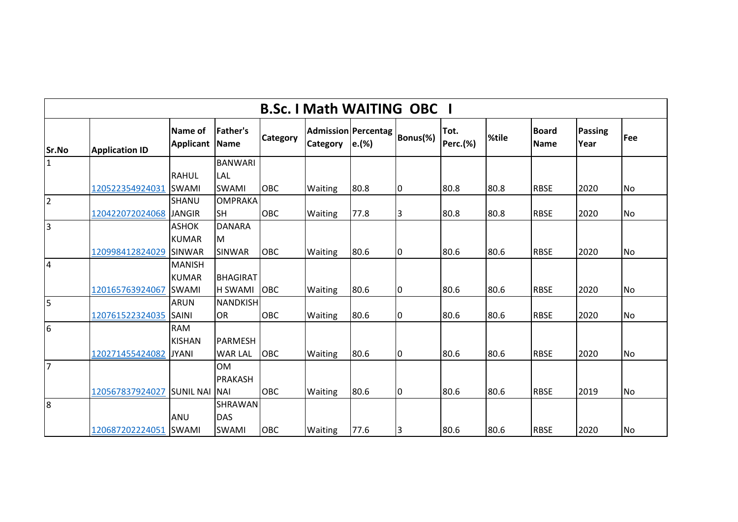| B.Sc. I Math WAITING OBC I | | | | | | | | | | | | |
|---|---|---|---|---|---|---|---|---|---|---|---|---|
| Sr.No | Application ID | Name of Applicant | Father's Name | Category | Admission Category | Percentage.(%) | Bonus(%) | Tot. Perc.(%) | %tile | Board Name | Passing Year | Fee |
| 1 | 120522354924031 | RAHUL LAL SWAMI | BANWARI LAL SWAMI | OBC | Waiting | 80.8 | 0 | 80.8 | 80.8 | RBSE | 2020 | No |
| 2 | 120422072024068 | SHANU JANGIR | OMPRAKASH | OBC | Waiting | 77.8 | 3 | 80.8 | 80.8 | RBSE | 2020 | No |
| 3 | 120998412824029 | ASHOK KUMAR SINWAR | DANARAM SINWAR | OBC | Waiting | 80.6 | 0 | 80.6 | 80.6 | RBSE | 2020 | No |
| 4 | 120165763924067 | MANISH KUMAR SWAMI | BHAGIRATH SWAMI | OBC | Waiting | 80.6 | 0 | 80.6 | 80.6 | RBSE | 2020 | No |
| 5 | 120761522324035 | ARUN SAINI | NANDKISHOR | OBC | Waiting | 80.6 | 0 | 80.6 | 80.6 | RBSE | 2020 | No |
| 6 | 120271455424082 | RAM KISHAN JYANI | PARMESHWAR LAL | OBC | Waiting | 80.6 | 0 | 80.6 | 80.6 | RBSE | 2020 | No |
| 7 | 120567837924027 | SUNIL NAI | OM PRAKASH NAI | OBC | Waiting | 80.6 | 0 | 80.6 | 80.6 | RBSE | 2019 | No |
| 8 | 120687202224051 | ANU SWAMI | SHRAWAN DAS SWAMI | OBC | Waiting | 77.6 | 3 | 80.6 | 80.6 | RBSE | 2020 | No |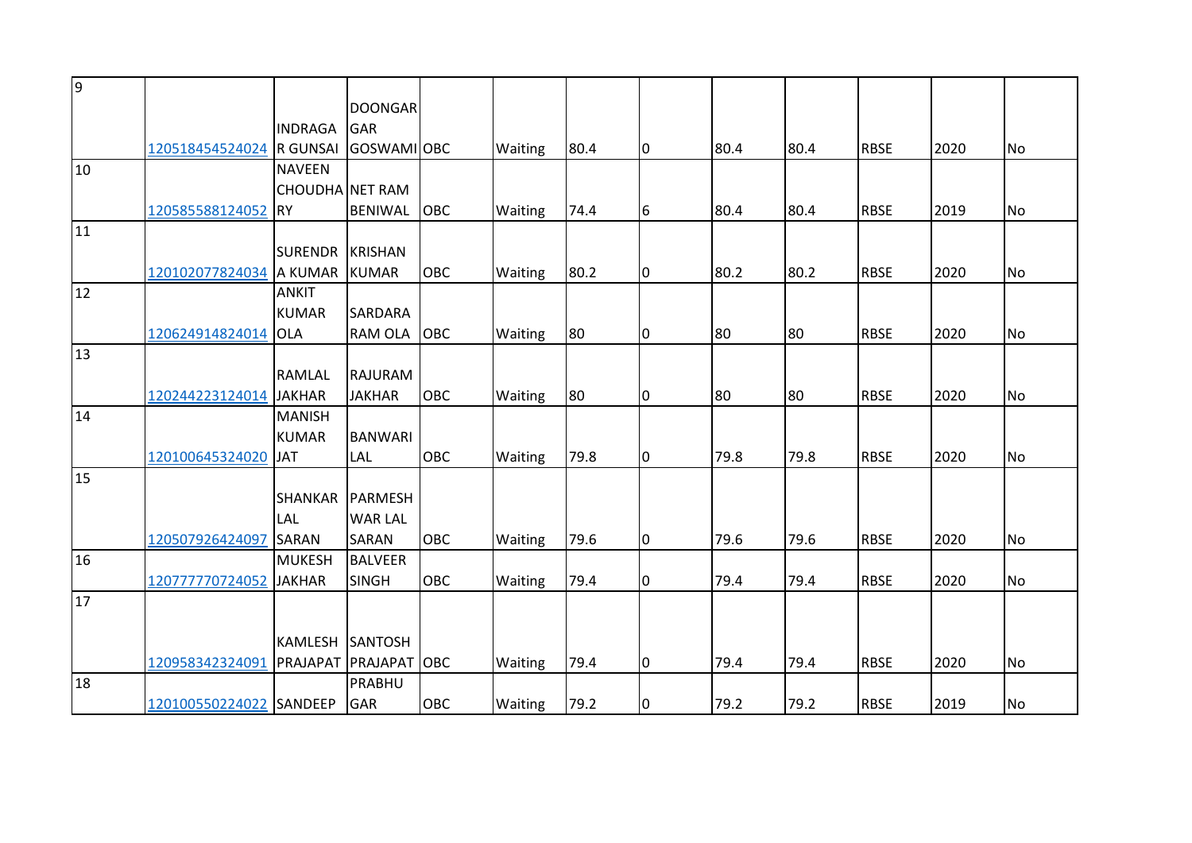| | | | | | | | | | | | | |
|---|---|---|---|---|---|---|---|---|---|---|---|---|
| 9 | 120518454524024 | INDRAGAR GUNSAI | DOONGARGAR GOSWAMI | OBC | Waiting | 80.4 | 0 | 80.4 | 80.4 | RBSE | 2020 | No |
| 10 | 120585588124052 | NAVEEN CHOUDHARY | NET RAM BENIWAL | OBC | Waiting | 74.4 | 6 | 80.4 | 80.4 | RBSE | 2019 | No |
| 11 | 120102077824034 | SURENDRA KUMAR | KRISHAN KUMAR | OBC | Waiting | 80.2 | 0 | 80.2 | 80.2 | RBSE | 2020 | No |
| 12 | 120624914824014 | ANKIT KUMAR OLA | SARDARA RAM OLA | OBC | Waiting | 80 | 0 | 80 | 80 | RBSE | 2020 | No |
| 13 | 120244223124014 | RAMLAL JAKHAR | RAJURAM JAKHAR | OBC | Waiting | 80 | 0 | 80 | 80 | RBSE | 2020 | No |
| 14 | 120100645324020 | MANISH KUMAR JAT | BANWARI LAL | OBC | Waiting | 79.8 | 0 | 79.8 | 79.8 | RBSE | 2020 | No |
| 15 | 120507926424097 | SHANKAR LAL SARAN | PARMESHWAR LAL SARAN | OBC | Waiting | 79.6 | 0 | 79.6 | 79.6 | RBSE | 2020 | No |
| 16 | 120777770724052 | MUKESH JAKHAR | BALVEER SINGH | OBC | Waiting | 79.4 | 0 | 79.4 | 79.4 | RBSE | 2020 | No |
| 17 | 120958342324091 | KAMLESH PRAJAPAT | SANTOSH PRAJAPAT | OBC | Waiting | 79.4 | 0 | 79.4 | 79.4 | RBSE | 2020 | No |
| 18 | 120100550224022 | SANDEEP | PRABHUGAR | OBC | Waiting | 79.2 | 0 | 79.2 | 79.2 | RBSE | 2019 | No |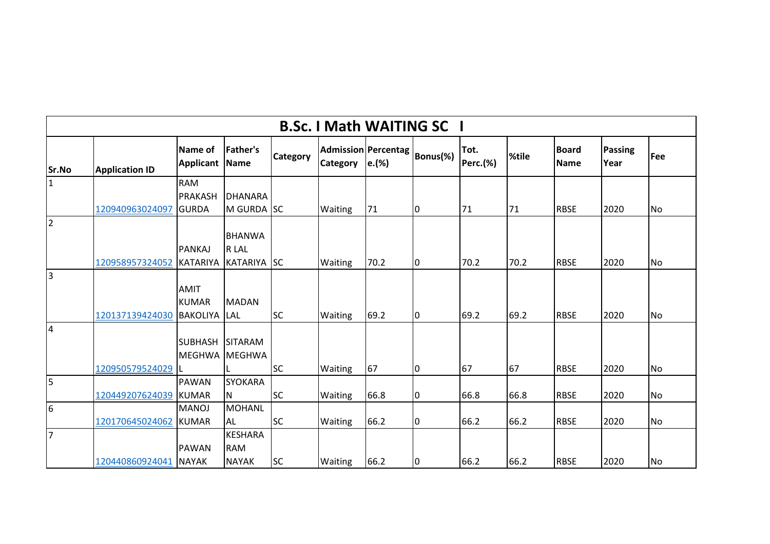| B.Sc. I Math WAITING SC I | | | | | | | | | | | | |
|---|---|---|---|---|---|---|---|---|---|---|---|---|
| Sr.No | Application ID | Name of Applicant | Father's Name | Category | Admission Category | Percentage.(%) | Bonus(%) | Tot. Perc.(%) | %tile | Board Name | Passing Year | Fee |
| 1 | 120940963024097 | RAM PRAKASH GURDA | DHANARAM GURDA | SC | Waiting | 71 | 0 | 71 | 71 | RBSE | 2020 | No |
| 2 | 120958957324052 | PANKAJ KATARIYA | BHANWAR LAL KATARIYA | SC | Waiting | 70.2 | 0 | 70.2 | 70.2 | RBSE | 2020 | No |
| 3 | 120137139424030 | AMIT KUMAR BAKOLIYA | MADAN LAL | SC | Waiting | 69.2 | 0 | 69.2 | 69.2 | RBSE | 2020 | No |
| 4 | 120950579524029 | SUBHASH MEGHWAL | SITARAM MEGHWAL | SC | Waiting | 67 | 0 | 67 | 67 | RBSE | 2020 | No |
| 5 | 120449207624039 | PAWAN KUMAR | SYOKARAN | SC | Waiting | 66.8 | 0 | 66.8 | 66.8 | RBSE | 2020 | No |
| 6 | 120170645024062 | MANOJ KUMAR | MOHANLAL | SC | Waiting | 66.2 | 0 | 66.2 | 66.2 | RBSE | 2020 | No |
| 7 | 120440860924041 | PAWAN NAYAK | KESHARA RAM NAYAK | SC | Waiting | 66.2 | 0 | 66.2 | 66.2 | RBSE | 2020 | No |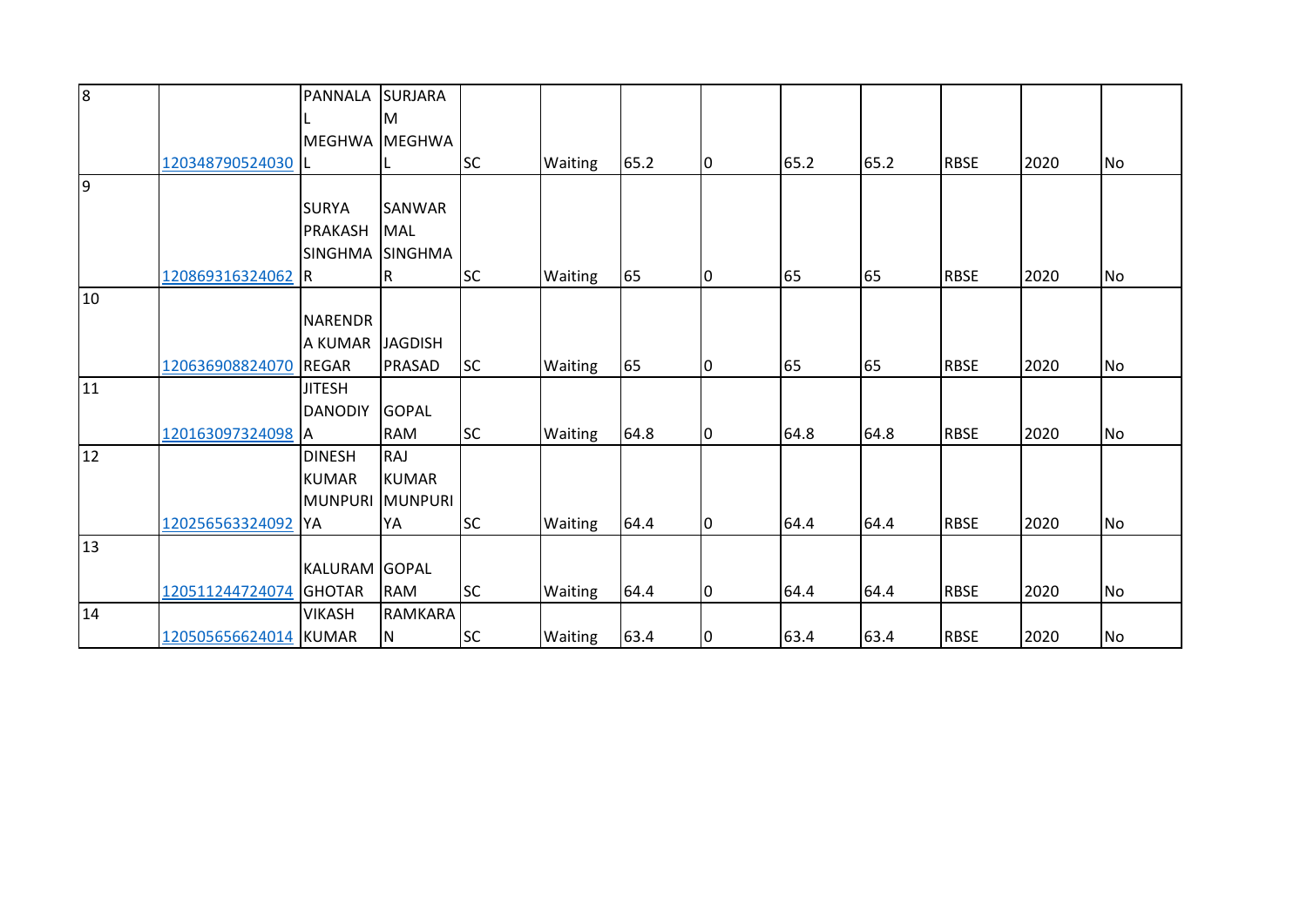| | | | | | | | | | | | | |
|---|---|---|---|---|---|---|---|---|---|---|---|---|
| 8 | 120348790524030 | PANNALAL MEGHWAL | SURJARAM MEGHWAL | SC | Waiting | 65.2 | 0 | 65.2 | 65.2 | RBSE | 2020 | No |
| 9 | 120869316324062 | SURYA PRAKASH SINGHMAR | SANWAR MAL SINGHMAR | SC | Waiting | 65 | 0 | 65 | 65 | RBSE | 2020 | No |
| 10 | 120636908824070 | NARENDRA KUMAR REGAR | JAGDISH PRASAD | SC | Waiting | 65 | 0 | 65 | 65 | RBSE | 2020 | No |
| 11 | 120163097324098 | JITESH DANODIYA | GOPAL RAM | SC | Waiting | 64.8 | 0 | 64.8 | 64.8 | RBSE | 2020 | No |
| 12 | 120256563324092 | DINESH KUMAR MUNPURIYA | RAJ KUMAR MUNPURIYA | SC | Waiting | 64.4 | 0 | 64.4 | 64.4 | RBSE | 2020 | No |
| 13 | 120511244724074 | KALURAM GHOTAR | GOPAL RAM | SC | Waiting | 64.4 | 0 | 64.4 | 64.4 | RBSE | 2020 | No |
| 14 | 120505656624014 | VIKASH KUMAR | RAMKARAN | SC | Waiting | 63.4 | 0 | 63.4 | 63.4 | RBSE | 2020 | No |